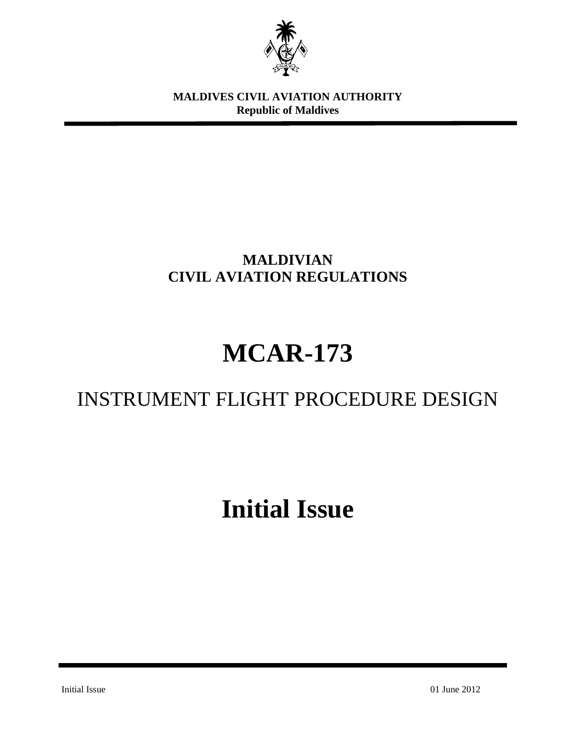**MALDIVES CIVIL AVIATION AUTHORITY**
**Republic of Maldives**

# MALDIVIAN CIVIL AVIATION REGULATIONS

# MCAR-173

## INSTRUMENT FLIGHT PROCEDURE DESIGN

# Initial Issue

Initial Issue 01 June 2012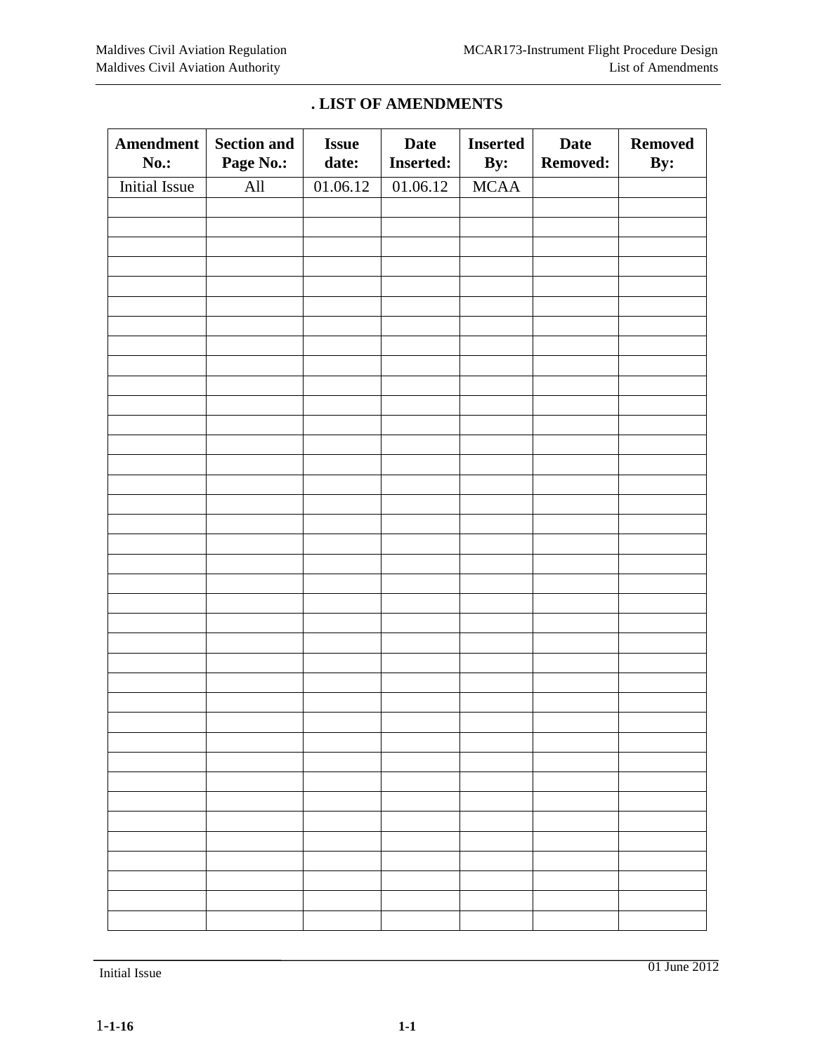# . LIST OF AMENDMENTS

| Amendment No.: | Section and Page No.: | Issue date: | Date Inserted: | Inserted By: | Date Removed: | Removed By: |
|---|---|---|---|---|---|---|
| Initial Issue | All | 01.06.12 | 01.06.12 | MCAA | | |
| | | | | | | |
| | | | | | | |
| | | | | | | |
| | | | | | | |
| | | | | | | |
| | | | | | | |
| | | | | | | |
| | | | | | | |
| | | | | | | |
| | | | | | | |
| | | | | | | |
| | | | | | | |
| | | | | | | |
| | | | | | | |
| | | | | | | |
| | | | | | | |
| | | | | | | |
| | | | | | | |
| | | | | | | |
| | | | | | | |
| | | | | | | |
| | | | | | | |
| | | | | | | |
| | | | | | | |
| | | | | | | |
| | | | | | | |
| | | | | | | |
| | | | | | | |
| | | | | | | |
| | | | | | | |
| | | | | | | |
| | | | | | | |
| | | | | | | |
| | | | | | | |
| | | | | | | |
| | | | | | | |
| | | | | | | |
| | | | | | | |
| | | | | | | |
| | | | | | | |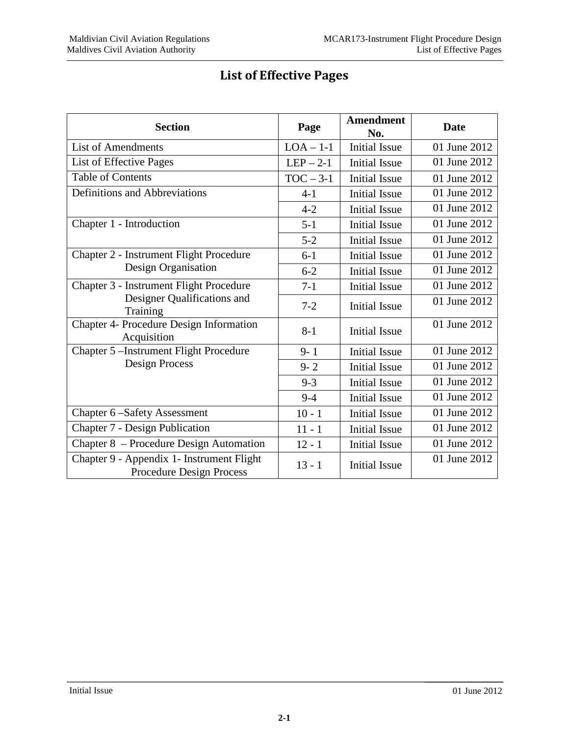# List of Effective Pages

| Section | Page | Amendment No. | Date |
|---|---|---|---|
| List of Amendments | LOA – 1-1 | Initial Issue | 01 June 2012 |
| List of Effective Pages | LEP – 2-1 | Initial Issue | 01 June 2012 |
| Table of Contents | TOC – 3-1 | Initial Issue | 01 June 2012 |
| Definitions and Abbreviations | 4-1 | Initial Issue | 01 June 2012 |
| | 4-2 | Initial Issue | 01 June 2012 |
| Chapter 1 - Introduction | 5-1 | Initial Issue | 01 June 2012 |
| | 5-2 | Initial Issue | 01 June 2012 |
| Chapter 2 - Instrument Flight Procedure Design Organisation | 6-1 | Initial Issue | 01 June 2012 |
| | 6-2 | Initial Issue | 01 June 2012 |
| Chapter 3 - Instrument Flight Procedure Designer Qualifications and Training | 7-1 | Initial Issue | 01 June 2012 |
| | 7-2 | Initial Issue | 01 June 2012 |
| Chapter 4- Procedure Design Information Acquisition | 8-1 | Initial Issue | 01 June 2012 |
| Chapter 5 –Instrument Flight Procedure Design Process | 9- 1 | Initial Issue | 01 June 2012 |
| | 9- 2 | Initial Issue | 01 June 2012 |
| | 9-3 | Initial Issue | 01 June 2012 |
| | 9-4 | Initial Issue | 01 June 2012 |
| Chapter 6 –Safety Assessment | 10 - 1 | Initial Issue | 01 June 2012 |
| Chapter 7 - Design Publication | 11 - 1 | Initial Issue | 01 June 2012 |
| Chapter 8 – Procedure Design Automation | 12 - 1 | Initial Issue | 01 June 2012 |
| Chapter 9 - Appendix 1- Instrument Flight Procedure Design Process | 13 - 1 | Initial Issue | 01 June 2012 |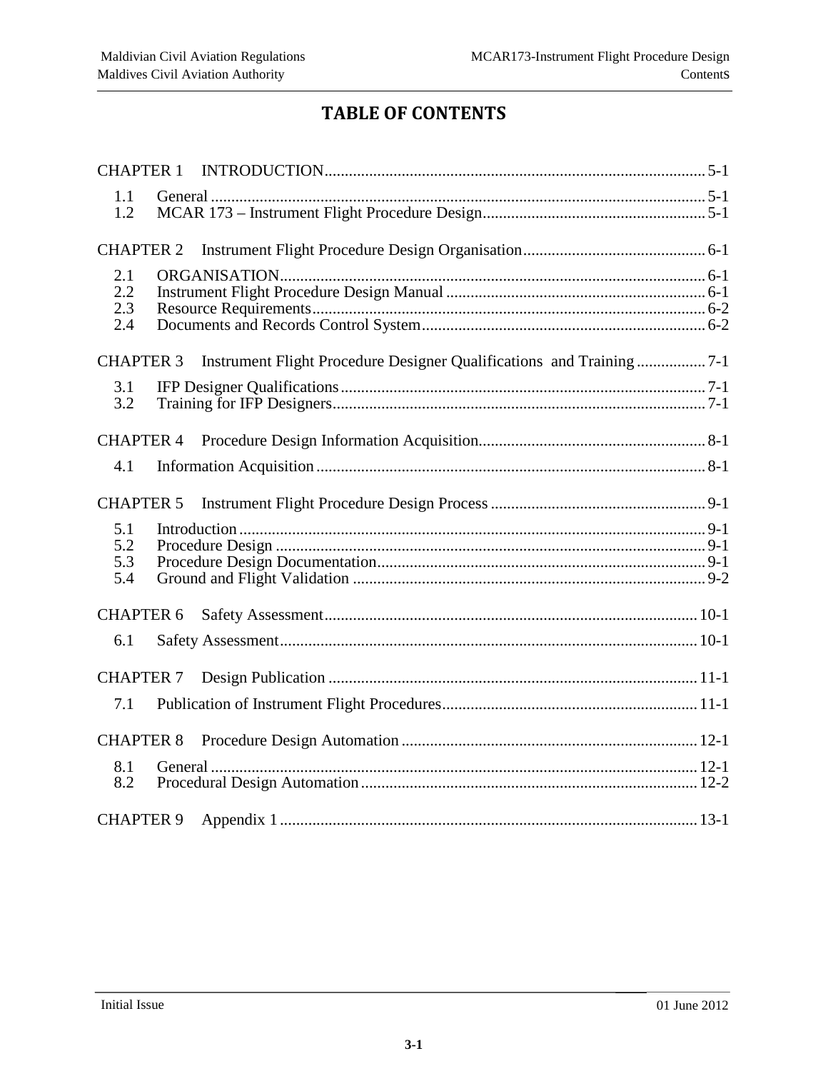# TABLE OF CONTENTS

CHAPTER 1 INTRODUCTION ..... 5-1

- 1.1 General ..... 5-1
- 1.2 MCAR 173 – Instrument Flight Procedure Design ..... 5-1

CHAPTER 2 Instrument Flight Procedure Design Organisation ..... 6-1

- 2.1 ORGANISATION ..... 6-1
- 2.2 Instrument Flight Procedure Design Manual ..... 6-1
- 2.3 Resource Requirements ..... 6-2
- 2.4 Documents and Records Control System ..... 6-2

CHAPTER 3 Instrument Flight Procedure Designer Qualifications and Training ..... 7-1

- 3.1 IFP Designer Qualifications ..... 7-1
- 3.2 Training for IFP Designers ..... 7-1

CHAPTER 4 Procedure Design Information Acquisition ..... 8-1

- 4.1 Information Acquisition ..... 8-1

CHAPTER 5 Instrument Flight Procedure Design Process ..... 9-1

- 5.1 Introduction ..... 9-1
- 5.2 Procedure Design ..... 9-1
- 5.3 Procedure Design Documentation ..... 9-1
- 5.4 Ground and Flight Validation ..... 9-2

CHAPTER 6 Safety Assessment ..... 10-1

- 6.1 Safety Assessment ..... 10-1

CHAPTER 7 Design Publication ..... 11-1

- 7.1 Publication of Instrument Flight Procedures ..... 11-1

CHAPTER 8 Procedure Design Automation ..... 12-1

- 8.1 General ..... 12-1
- 8.2 Procedural Design Automation ..... 12-2

CHAPTER 9 Appendix 1 ..... 13-1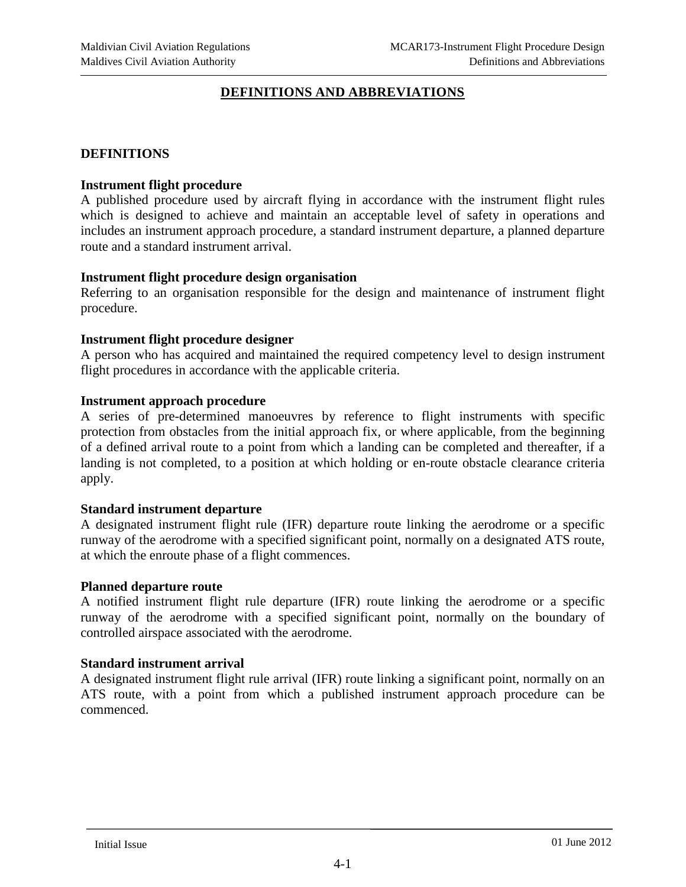# DEFINITIONS AND ABBREVIATIONS

## DEFINITIONS

**Instrument flight procedure**

A published procedure used by aircraft flying in accordance with the instrument flight rules which is designed to achieve and maintain an acceptable level of safety in operations and includes an instrument approach procedure, a standard instrument departure, a planned departure route and a standard instrument arrival.

**Instrument flight procedure design organisation**

Referring to an organisation responsible for the design and maintenance of instrument flight procedure.

**Instrument flight procedure designer**

A person who has acquired and maintained the required competency level to design instrument flight procedures in accordance with the applicable criteria.

**Instrument approach procedure**

A series of pre-determined manoeuvres by reference to flight instruments with specific protection from obstacles from the initial approach fix, or where applicable, from the beginning of a defined arrival route to a point from which a landing can be completed and thereafter, if a landing is not completed, to a position at which holding or en-route obstacle clearance criteria apply.

**Standard instrument departure**

A designated instrument flight rule (IFR) departure route linking the aerodrome or a specific runway of the aerodrome with a specified significant point, normally on a designated ATS route, at which the enroute phase of a flight commences.

**Planned departure route**

A notified instrument flight rule departure (IFR) route linking the aerodrome or a specific runway of the aerodrome with a specified significant point, normally on the boundary of controlled airspace associated with the aerodrome.

**Standard instrument arrival**

A designated instrument flight rule arrival (IFR) route linking a significant point, normally on an ATS route, with a point from which a published instrument approach procedure can be commenced.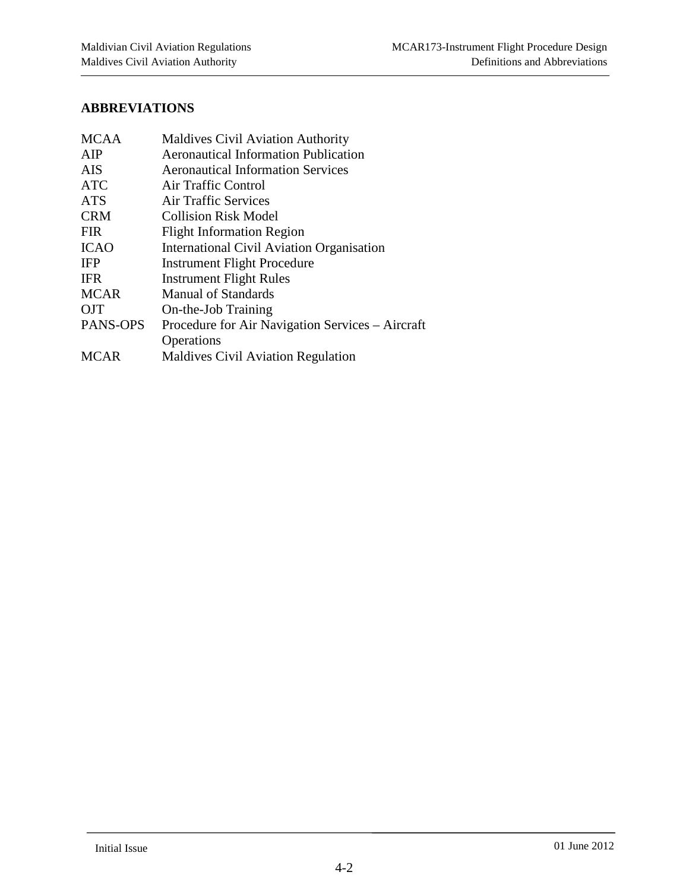## ABBREVIATIONS

| | |
|---|---|
| MCAA | Maldives Civil Aviation Authority |
| AIP | Aeronautical Information Publication |
| AIS | Aeronautical Information Services |
| ATC | Air Traffic Control |
| ATS | Air Traffic Services |
| CRM | Collision Risk Model |
| FIR | Flight Information Region |
| ICAO | International Civil Aviation Organisation |
| IFP | Instrument Flight Procedure |
| IFR | Instrument Flight Rules |
| MCAR | Manual of Standards |
| OJT | On-the-Job Training |
| PANS-OPS | Procedure for Air Navigation Services – Aircraft Operations |
| MCAR | Maldives Civil Aviation Regulation |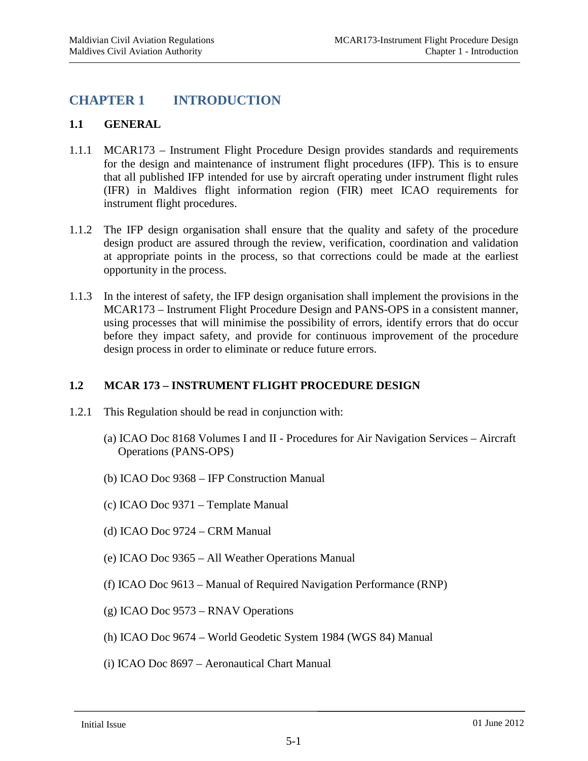# CHAPTER 1 INTRODUCTION

## 1.1 GENERAL

1.1.1 MCAR173 – Instrument Flight Procedure Design provides standards and requirements for the design and maintenance of instrument flight procedures (IFP). This is to ensure that all published IFP intended for use by aircraft operating under instrument flight rules (IFR) in Maldives flight information region (FIR) meet ICAO requirements for instrument flight procedures.

1.1.2 The IFP design organisation shall ensure that the quality and safety of the procedure design product are assured through the review, verification, coordination and validation at appropriate points in the process, so that corrections could be made at the earliest opportunity in the process.

1.1.3 In the interest of safety, the IFP design organisation shall implement the provisions in the MCAR173 – Instrument Flight Procedure Design and PANS-OPS in a consistent manner, using processes that will minimise the possibility of errors, identify errors that do occur before they impact safety, and provide for continuous improvement of the procedure design process in order to eliminate or reduce future errors.

## 1.2 MCAR 173 – INSTRUMENT FLIGHT PROCEDURE DESIGN

1.2.1 This Regulation should be read in conjunction with:

(a) ICAO Doc 8168 Volumes I and II - Procedures for Air Navigation Services – Aircraft Operations (PANS-OPS)

(b) ICAO Doc 9368 – IFP Construction Manual

(c) ICAO Doc 9371 – Template Manual

(d) ICAO Doc 9724 – CRM Manual

(e) ICAO Doc 9365 – All Weather Operations Manual

(f) ICAO Doc 9613 – Manual of Required Navigation Performance (RNP)

(g) ICAO Doc 9573 – RNAV Operations

(h) ICAO Doc 9674 – World Geodetic System 1984 (WGS 84) Manual

(i) ICAO Doc 8697 – Aeronautical Chart Manual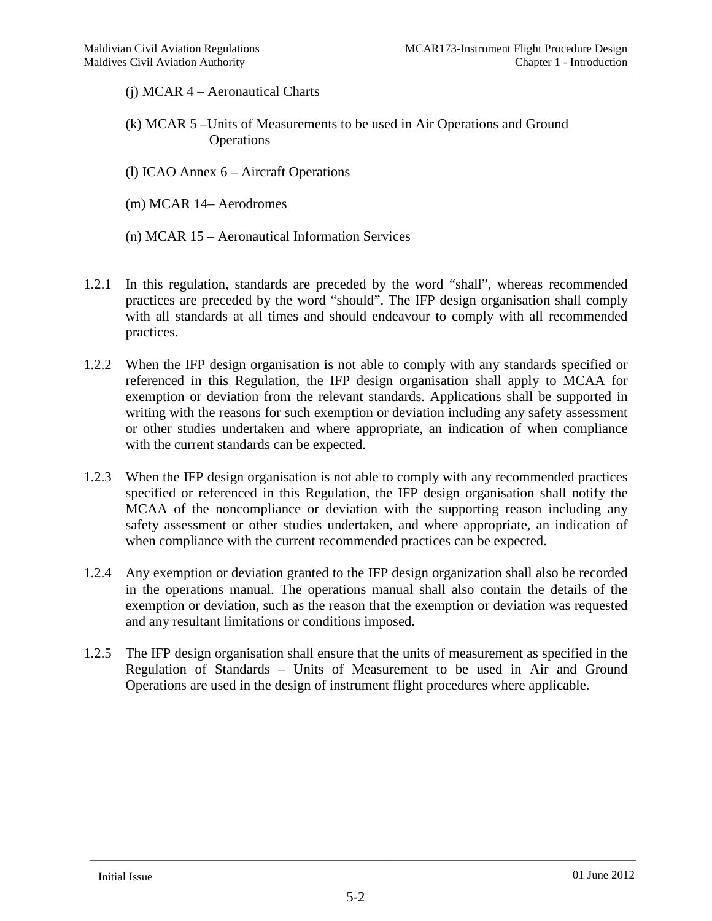(j) MCAR 4 – Aeronautical Charts

(k) MCAR 5 –Units of Measurements to be used in Air Operations and Ground Operations

(l) ICAO Annex 6 – Aircraft Operations

(m) MCAR 14– Aerodromes

(n) MCAR 15 – Aeronautical Information Services

1.2.1 In this regulation, standards are preceded by the word "shall", whereas recommended practices are preceded by the word "should". The IFP design organisation shall comply with all standards at all times and should endeavour to comply with all recommended practices.

1.2.2 When the IFP design organisation is not able to comply with any standards specified or referenced in this Regulation, the IFP design organisation shall apply to MCAA for exemption or deviation from the relevant standards. Applications shall be supported in writing with the reasons for such exemption or deviation including any safety assessment or other studies undertaken and where appropriate, an indication of when compliance with the current standards can be expected.

1.2.3 When the IFP design organisation is not able to comply with any recommended practices specified or referenced in this Regulation, the IFP design organisation shall notify the MCAA of the noncompliance or deviation with the supporting reason including any safety assessment or other studies undertaken, and where appropriate, an indication of when compliance with the current recommended practices can be expected.

1.2.4 Any exemption or deviation granted to the IFP design organization shall also be recorded in the operations manual. The operations manual shall also contain the details of the exemption or deviation, such as the reason that the exemption or deviation was requested and any resultant limitations or conditions imposed.

1.2.5 The IFP design organisation shall ensure that the units of measurement as specified in the Regulation of Standards – Units of Measurement to be used in Air and Ground Operations are used in the design of instrument flight procedures where applicable.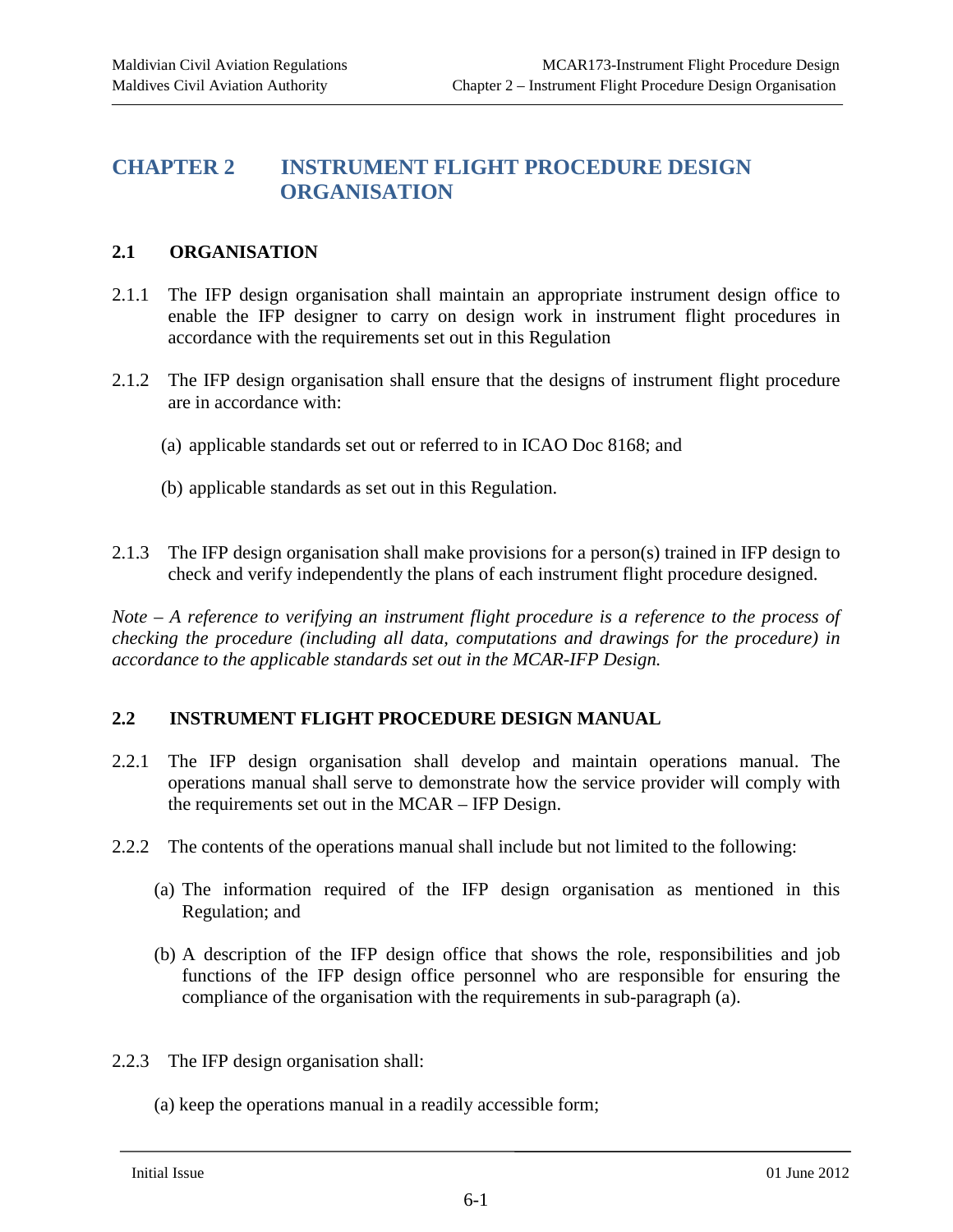# CHAPTER 2 INSTRUMENT FLIGHT PROCEDURE DESIGN ORGANISATION

## 2.1 ORGANISATION

2.1.1 The IFP design organisation shall maintain an appropriate instrument design office to enable the IFP designer to carry on design work in instrument flight procedures in accordance with the requirements set out in this Regulation

2.1.2 The IFP design organisation shall ensure that the designs of instrument flight procedure are in accordance with:

(a) applicable standards set out or referred to in ICAO Doc 8168; and

(b) applicable standards as set out in this Regulation.

2.1.3 The IFP design organisation shall make provisions for a person(s) trained in IFP design to check and verify independently the plans of each instrument flight procedure designed.

*Note – A reference to verifying an instrument flight procedure is a reference to the process of checking the procedure (including all data, computations and drawings for the procedure) in accordance to the applicable standards set out in the MCAR-IFP Design.*

## 2.2 INSTRUMENT FLIGHT PROCEDURE DESIGN MANUAL

2.2.1 The IFP design organisation shall develop and maintain operations manual. The operations manual shall serve to demonstrate how the service provider will comply with the requirements set out in the MCAR – IFP Design.

2.2.2 The contents of the operations manual shall include but not limited to the following:

(a) The information required of the IFP design organisation as mentioned in this Regulation; and

(b) A description of the IFP design office that shows the role, responsibilities and job functions of the IFP design office personnel who are responsible for ensuring the compliance of the organisation with the requirements in sub-paragraph (a).

2.2.3 The IFP design organisation shall:

(a) keep the operations manual in a readily accessible form;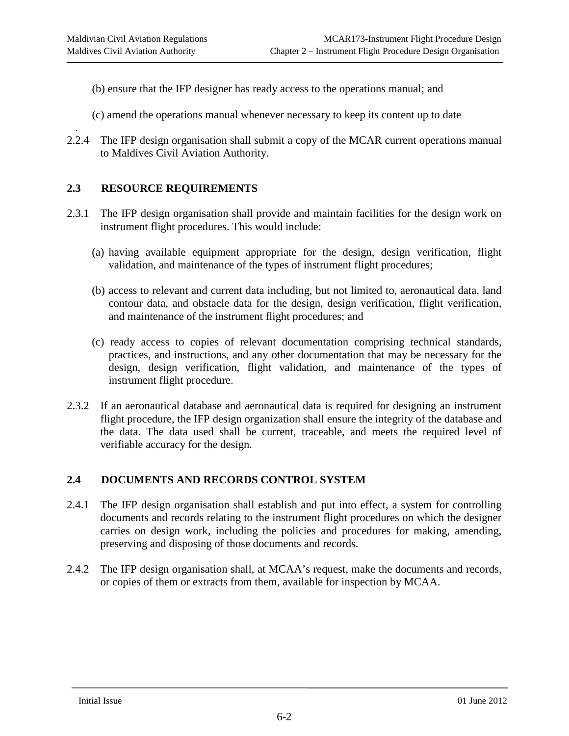(b) ensure that the IFP designer has ready access to the operations manual; and

(c) amend the operations manual whenever necessary to keep its content up to date

.

2.2.4 The IFP design organisation shall submit a copy of the MCAR current operations manual to Maldives Civil Aviation Authority.

## 2.3 RESOURCE REQUIREMENTS

2.3.1 The IFP design organisation shall provide and maintain facilities for the design work on instrument flight procedures. This would include:

(a) having available equipment appropriate for the design, design verification, flight validation, and maintenance of the types of instrument flight procedures;

(b) access to relevant and current data including, but not limited to, aeronautical data, land contour data, and obstacle data for the design, design verification, flight verification, and maintenance of the instrument flight procedures; and

(c) ready access to copies of relevant documentation comprising technical standards, practices, and instructions, and any other documentation that may be necessary for the design, design verification, flight validation, and maintenance of the types of instrument flight procedure.

2.3.2 If an aeronautical database and aeronautical data is required for designing an instrument flight procedure, the IFP design organization shall ensure the integrity of the database and the data. The data used shall be current, traceable, and meets the required level of verifiable accuracy for the design.

## 2.4 DOCUMENTS AND RECORDS CONTROL SYSTEM

2.4.1 The IFP design organisation shall establish and put into effect, a system for controlling documents and records relating to the instrument flight procedures on which the designer carries on design work, including the policies and procedures for making, amending, preserving and disposing of those documents and records.

2.4.2 The IFP design organisation shall, at MCAA's request, make the documents and records, or copies of them or extracts from them, available for inspection by MCAA.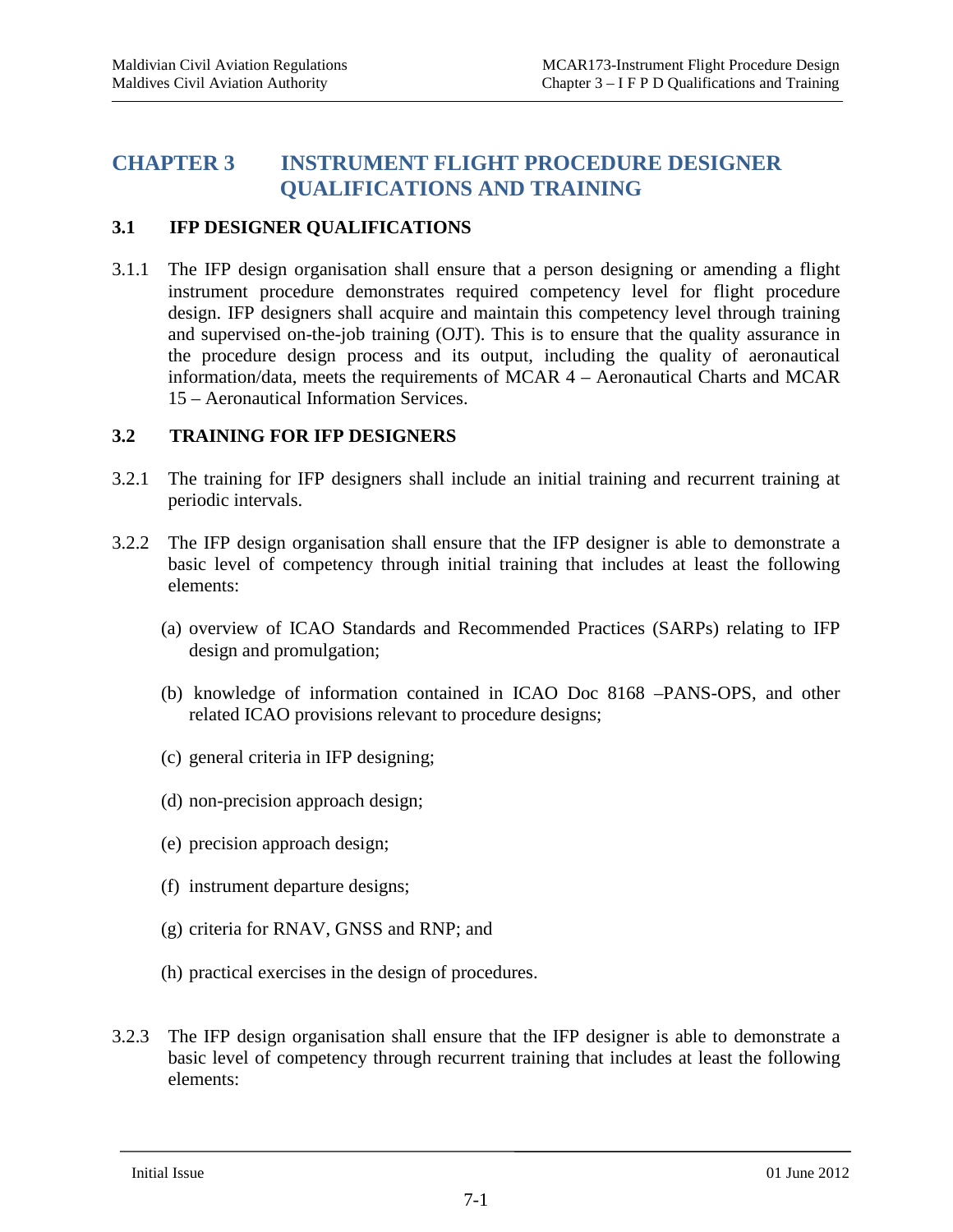# CHAPTER 3 INSTRUMENT FLIGHT PROCEDURE DESIGNER QUALIFICATIONS AND TRAINING

## 3.1 IFP DESIGNER QUALIFICATIONS

3.1.1 The IFP design organisation shall ensure that a person designing or amending a flight instrument procedure demonstrates required competency level for flight procedure design. IFP designers shall acquire and maintain this competency level through training and supervised on-the-job training (OJT). This is to ensure that the quality assurance in the procedure design process and its output, including the quality of aeronautical information/data, meets the requirements of MCAR 4 – Aeronautical Charts and MCAR 15 – Aeronautical Information Services.

## 3.2 TRAINING FOR IFP DESIGNERS

3.2.1 The training for IFP designers shall include an initial training and recurrent training at periodic intervals.

3.2.2 The IFP design organisation shall ensure that the IFP designer is able to demonstrate a basic level of competency through initial training that includes at least the following elements:

(a) overview of ICAO Standards and Recommended Practices (SARPs) relating to IFP design and promulgation;

(b) knowledge of information contained in ICAO Doc 8168 –PANS-OPS, and other related ICAO provisions relevant to procedure designs;

(c) general criteria in IFP designing;

(d) non-precision approach design;

(e) precision approach design;

(f) instrument departure designs;

(g) criteria for RNAV, GNSS and RNP; and

(h) practical exercises in the design of procedures.

3.2.3 The IFP design organisation shall ensure that the IFP designer is able to demonstrate a basic level of competency through recurrent training that includes at least the following elements: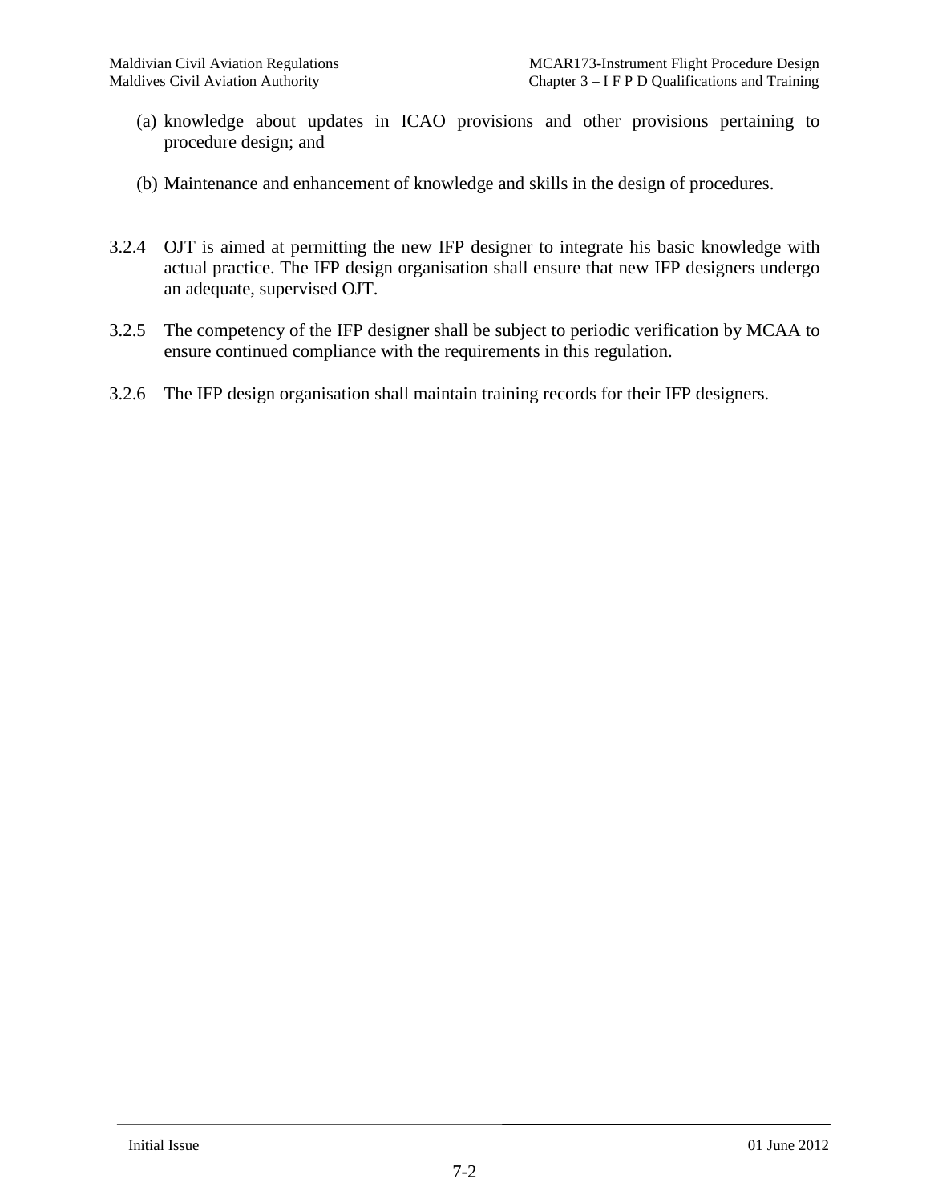(a) knowledge about updates in ICAO provisions and other provisions pertaining to procedure design; and

(b) Maintenance and enhancement of knowledge and skills in the design of procedures.

3.2.4 OJT is aimed at permitting the new IFP designer to integrate his basic knowledge with actual practice. The IFP design organisation shall ensure that new IFP designers undergo an adequate, supervised OJT.

3.2.5 The competency of the IFP designer shall be subject to periodic verification by MCAA to ensure continued compliance with the requirements in this regulation.

3.2.6 The IFP design organisation shall maintain training records for their IFP designers.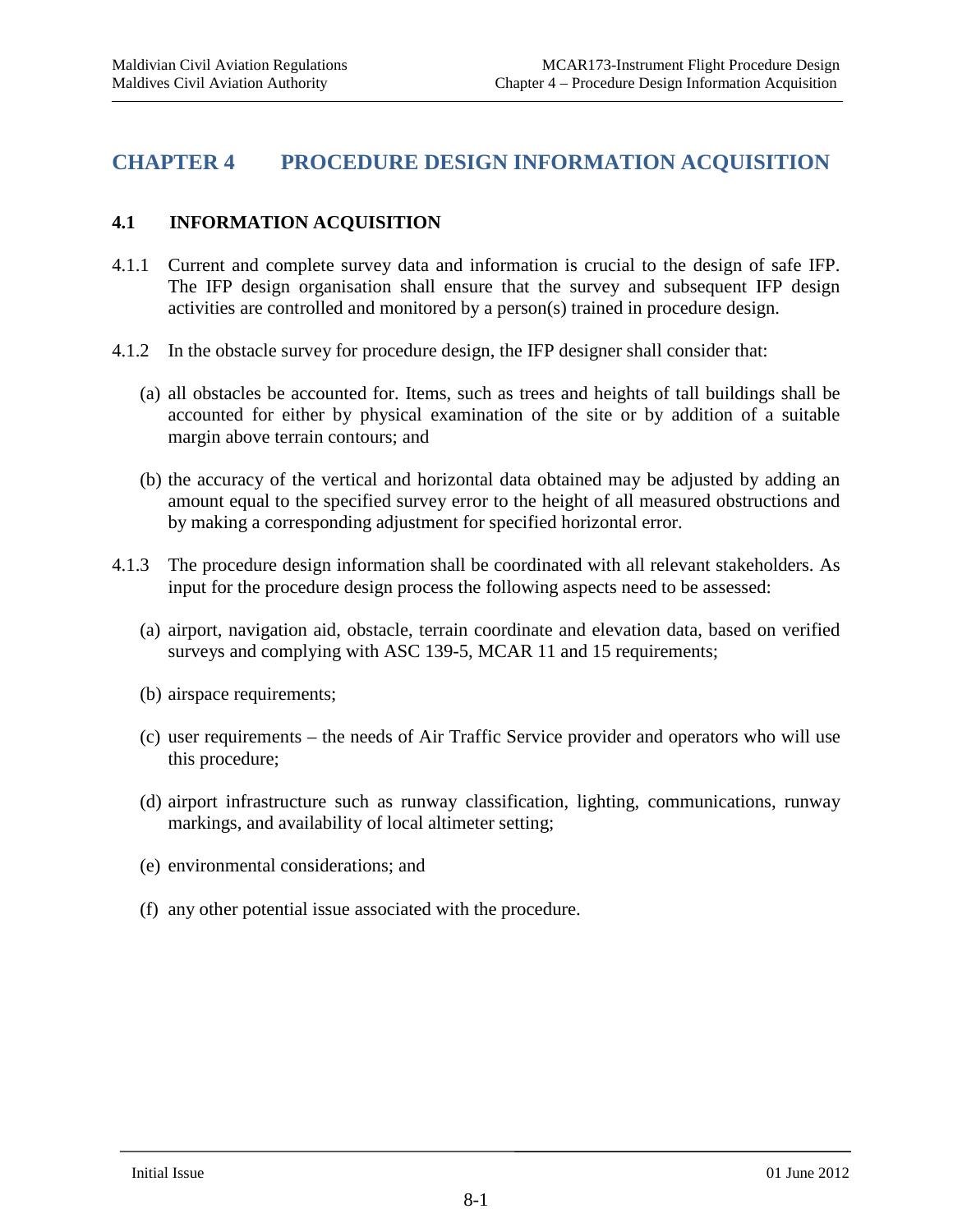# CHAPTER 4 PROCEDURE DESIGN INFORMATION ACQUISITION

## 4.1 INFORMATION ACQUISITION

4.1.1 Current and complete survey data and information is crucial to the design of safe IFP. The IFP design organisation shall ensure that the survey and subsequent IFP design activities are controlled and monitored by a person(s) trained in procedure design.

4.1.2 In the obstacle survey for procedure design, the IFP designer shall consider that:

(a) all obstacles be accounted for. Items, such as trees and heights of tall buildings shall be accounted for either by physical examination of the site or by addition of a suitable margin above terrain contours; and

(b) the accuracy of the vertical and horizontal data obtained may be adjusted by adding an amount equal to the specified survey error to the height of all measured obstructions and by making a corresponding adjustment for specified horizontal error.

4.1.3 The procedure design information shall be coordinated with all relevant stakeholders. As input for the procedure design process the following aspects need to be assessed:

(a) airport, navigation aid, obstacle, terrain coordinate and elevation data, based on verified surveys and complying with ASC 139-5, MCAR 11 and 15 requirements;

(b) airspace requirements;

(c) user requirements – the needs of Air Traffic Service provider and operators who will use this procedure;

(d) airport infrastructure such as runway classification, lighting, communications, runway markings, and availability of local altimeter setting;

(e) environmental considerations; and

(f) any other potential issue associated with the procedure.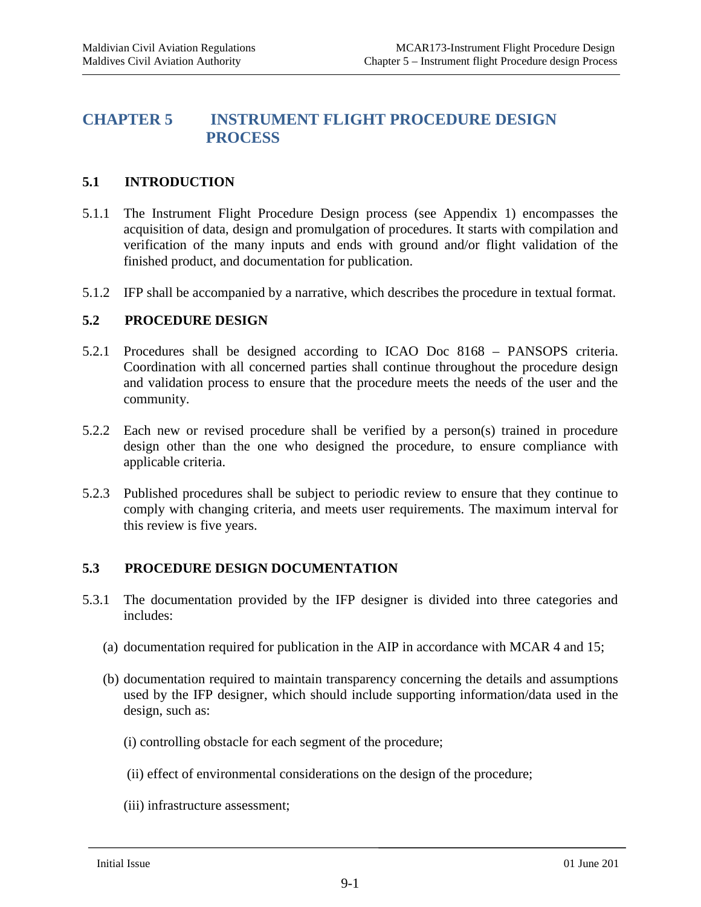# CHAPTER 5 INSTRUMENT FLIGHT PROCEDURE DESIGN PROCESS

## 5.1 INTRODUCTION

5.1.1 The Instrument Flight Procedure Design process (see Appendix 1) encompasses the acquisition of data, design and promulgation of procedures. It starts with compilation and verification of the many inputs and ends with ground and/or flight validation of the finished product, and documentation for publication.

5.1.2 IFP shall be accompanied by a narrative, which describes the procedure in textual format.

## 5.2 PROCEDURE DESIGN

5.2.1 Procedures shall be designed according to ICAO Doc 8168 – PANSOPS criteria. Coordination with all concerned parties shall continue throughout the procedure design and validation process to ensure that the procedure meets the needs of the user and the community.

5.2.2 Each new or revised procedure shall be verified by a person(s) trained in procedure design other than the one who designed the procedure, to ensure compliance with applicable criteria.

5.2.3 Published procedures shall be subject to periodic review to ensure that they continue to comply with changing criteria, and meets user requirements. The maximum interval for this review is five years.

## 5.3 PROCEDURE DESIGN DOCUMENTATION

5.3.1 The documentation provided by the IFP designer is divided into three categories and includes:

(a) documentation required for publication in the AIP in accordance with MCAR 4 and 15;

(b) documentation required to maintain transparency concerning the details and assumptions used by the IFP designer, which should include supporting information/data used in the design, such as:

(i) controlling obstacle for each segment of the procedure;

(ii) effect of environmental considerations on the design of the procedure;

(iii) infrastructure assessment;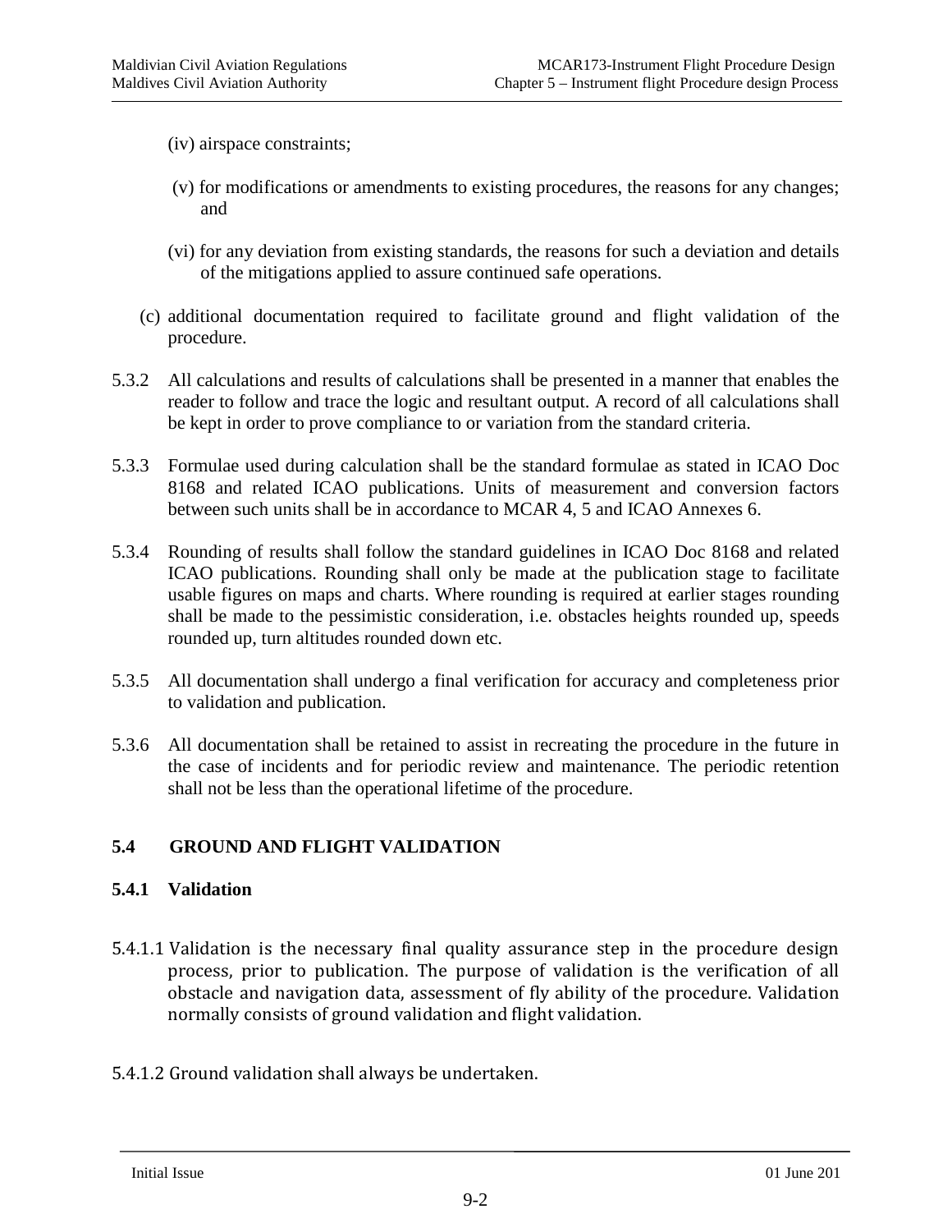(iv) airspace constraints;

(v) for modifications or amendments to existing procedures, the reasons for any changes; and

(vi) for any deviation from existing standards, the reasons for such a deviation and details of the mitigations applied to assure continued safe operations.

(c) additional documentation required to facilitate ground and flight validation of the procedure.

5.3.2 All calculations and results of calculations shall be presented in a manner that enables the reader to follow and trace the logic and resultant output. A record of all calculations shall be kept in order to prove compliance to or variation from the standard criteria.

5.3.3 Formulae used during calculation shall be the standard formulae as stated in ICAO Doc 8168 and related ICAO publications. Units of measurement and conversion factors between such units shall be in accordance to MCAR 4, 5 and ICAO Annexes 6.

5.3.4 Rounding of results shall follow the standard guidelines in ICAO Doc 8168 and related ICAO publications. Rounding shall only be made at the publication stage to facilitate usable figures on maps and charts. Where rounding is required at earlier stages rounding shall be made to the pessimistic consideration, i.e. obstacles heights rounded up, speeds rounded up, turn altitudes rounded down etc.

5.3.5 All documentation shall undergo a final verification for accuracy and completeness prior to validation and publication.

5.3.6 All documentation shall be retained to assist in recreating the procedure in the future in the case of incidents and for periodic review and maintenance. The periodic retention shall not be less than the operational lifetime of the procedure.

## 5.4 GROUND AND FLIGHT VALIDATION

### 5.4.1 Validation

5.4.1.1 Validation is the necessary final quality assurance step in the procedure design process, prior to publication. The purpose of validation is the verification of all obstacle and navigation data, assessment of fly ability of the procedure. Validation normally consists of ground validation and flight validation.

5.4.1.2 Ground validation shall always be undertaken.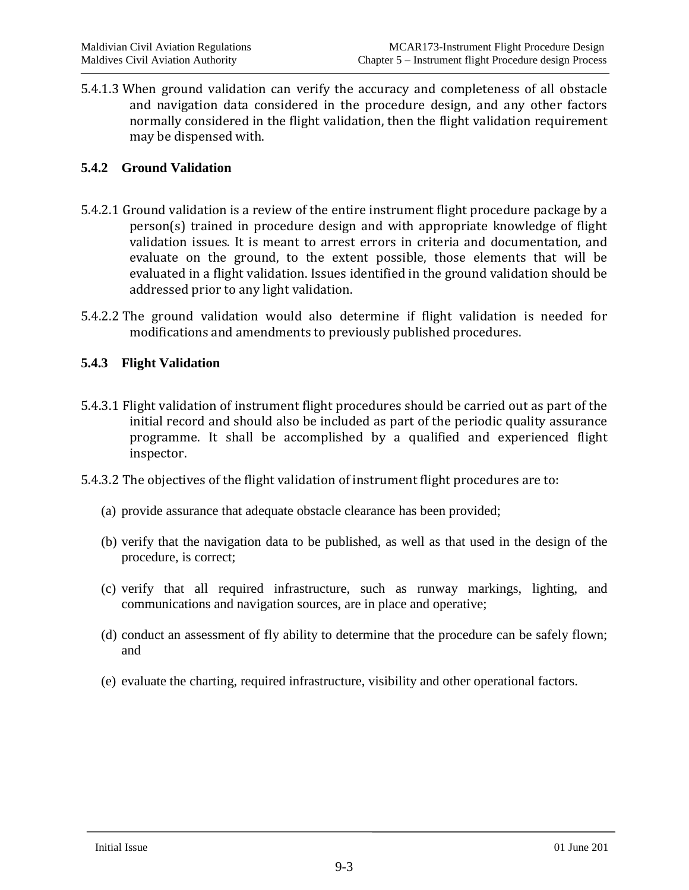5.4.1.3 When ground validation can verify the accuracy and completeness of all obstacle and navigation data considered in the procedure design, and any other factors normally considered in the flight validation, then the flight validation requirement may be dispensed with.

### 5.4.2 Ground Validation

5.4.2.1 Ground validation is a review of the entire instrument flight procedure package by a person(s) trained in procedure design and with appropriate knowledge of flight validation issues. It is meant to arrest errors in criteria and documentation, and evaluate on the ground, to the extent possible, those elements that will be evaluated in a flight validation. Issues identified in the ground validation should be addressed prior to any light validation.

5.4.2.2 The ground validation would also determine if flight validation is needed for modifications and amendments to previously published procedures.

### 5.4.3 Flight Validation

5.4.3.1 Flight validation of instrument flight procedures should be carried out as part of the initial record and should also be included as part of the periodic quality assurance programme. It shall be accomplished by a qualified and experienced flight inspector.

5.4.3.2 The objectives of the flight validation of instrument flight procedures are to:

(a) provide assurance that adequate obstacle clearance has been provided;

(b) verify that the navigation data to be published, as well as that used in the design of the procedure, is correct;

(c) verify that all required infrastructure, such as runway markings, lighting, and communications and navigation sources, are in place and operative;

(d) conduct an assessment of fly ability to determine that the procedure can be safely flown; and

(e) evaluate the charting, required infrastructure, visibility and other operational factors.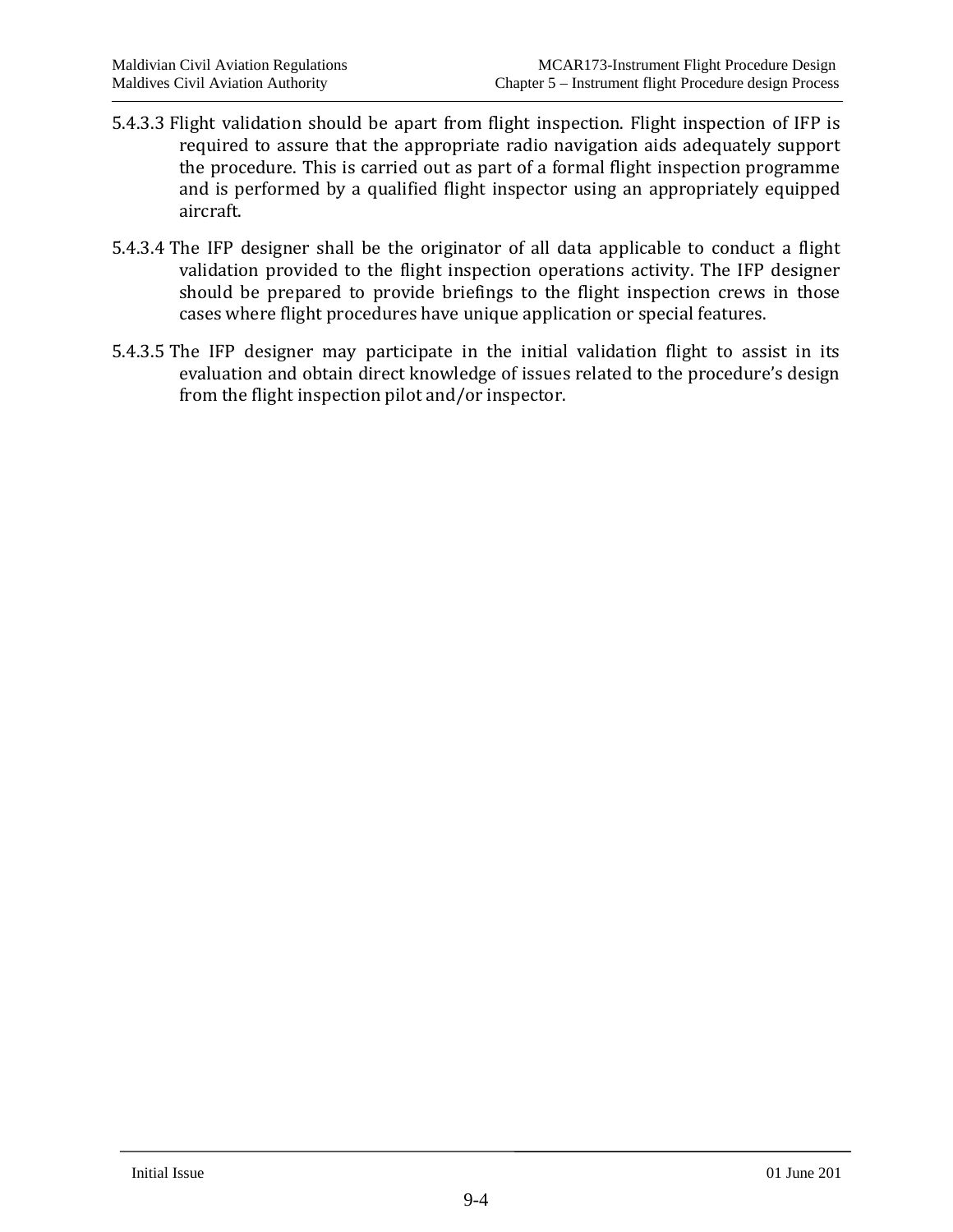5.4.3.3 Flight validation should be apart from flight inspection. Flight inspection of IFP is required to assure that the appropriate radio navigation aids adequately support the procedure. This is carried out as part of a formal flight inspection programme and is performed by a qualified flight inspector using an appropriately equipped aircraft.

5.4.3.4 The IFP designer shall be the originator of all data applicable to conduct a flight validation provided to the flight inspection operations activity. The IFP designer should be prepared to provide briefings to the flight inspection crews in those cases where flight procedures have unique application or special features.

5.4.3.5 The IFP designer may participate in the initial validation flight to assist in its evaluation and obtain direct knowledge of issues related to the procedure's design from the flight inspection pilot and/or inspector.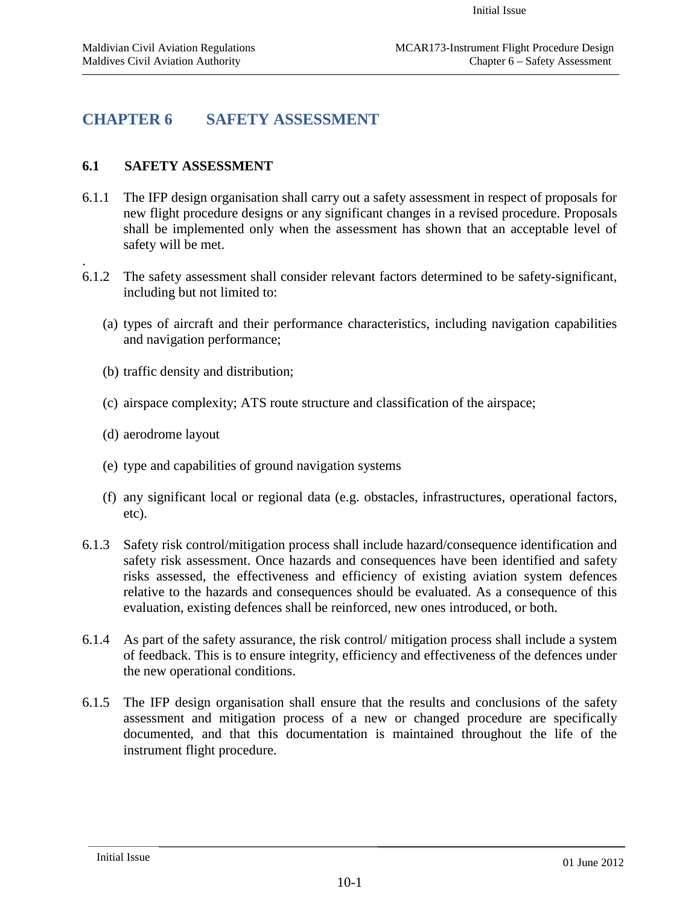# CHAPTER 6 SAFETY ASSESSMENT

## 6.1 SAFETY ASSESSMENT

6.1.1 The IFP design organisation shall carry out a safety assessment in respect of proposals for new flight procedure designs or any significant changes in a revised procedure. Proposals shall be implemented only when the assessment has shown that an acceptable level of safety will be met.

.

6.1.2 The safety assessment shall consider relevant factors determined to be safety-significant, including but not limited to:

(a) types of aircraft and their performance characteristics, including navigation capabilities and navigation performance;

(b) traffic density and distribution;

(c) airspace complexity; ATS route structure and classification of the airspace;

(d) aerodrome layout

(e) type and capabilities of ground navigation systems

(f) any significant local or regional data (e.g. obstacles, infrastructures, operational factors, etc).

6.1.3 Safety risk control/mitigation process shall include hazard/consequence identification and safety risk assessment. Once hazards and consequences have been identified and safety risks assessed, the effectiveness and efficiency of existing aviation system defences relative to the hazards and consequences should be evaluated. As a consequence of this evaluation, existing defences shall be reinforced, new ones introduced, or both.

6.1.4 As part of the safety assurance, the risk control/ mitigation process shall include a system of feedback. This is to ensure integrity, efficiency and effectiveness of the defences under the new operational conditions.

6.1.5 The IFP design organisation shall ensure that the results and conclusions of the safety assessment and mitigation process of a new or changed procedure are specifically documented, and that this documentation is maintained throughout the life of the instrument flight procedure.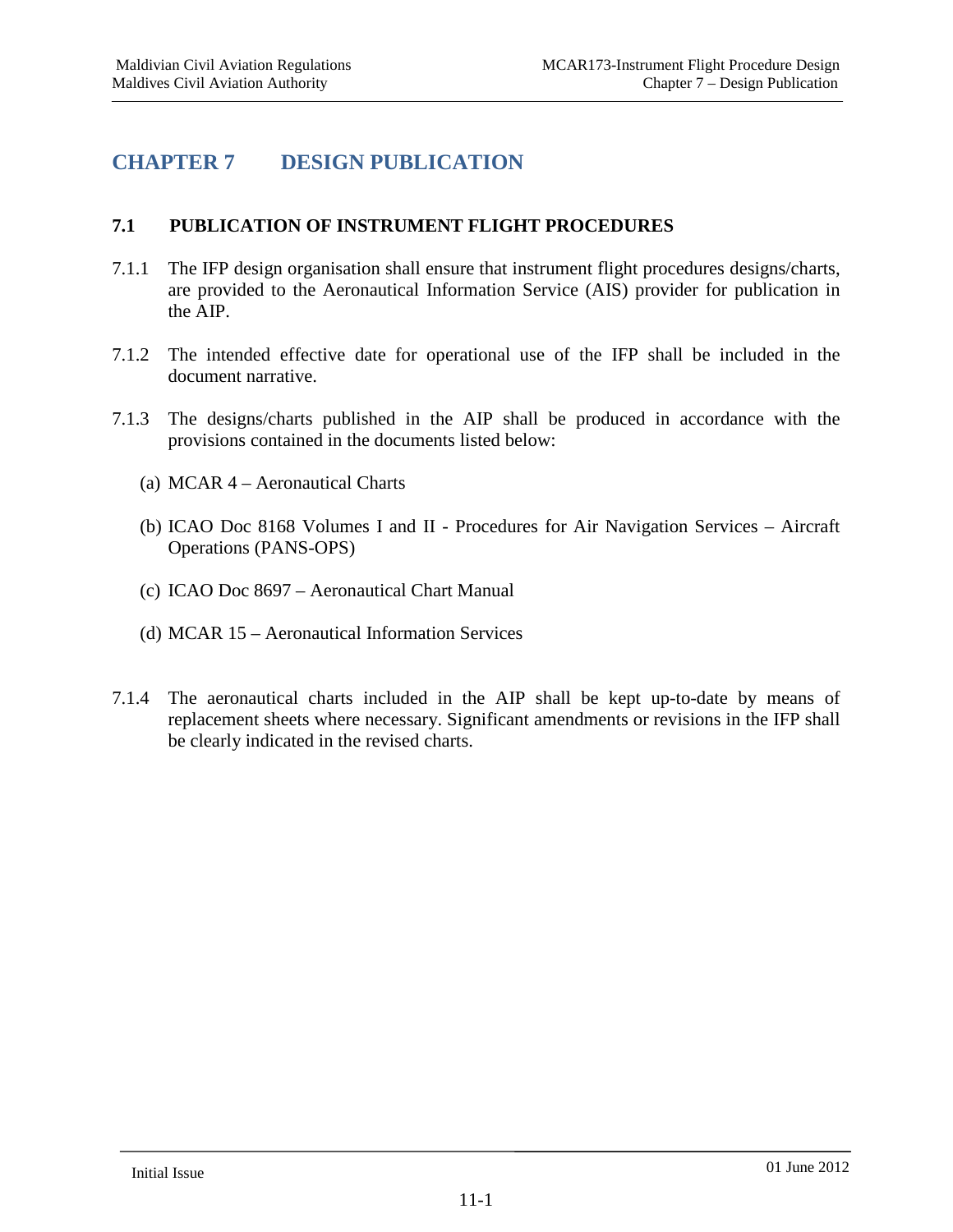# CHAPTER 7 DESIGN PUBLICATION

## 7.1 PUBLICATION OF INSTRUMENT FLIGHT PROCEDURES

7.1.1 The IFP design organisation shall ensure that instrument flight procedures designs/charts, are provided to the Aeronautical Information Service (AIS) provider for publication in the AIP.

7.1.2 The intended effective date for operational use of the IFP shall be included in the document narrative.

7.1.3 The designs/charts published in the AIP shall be produced in accordance with the provisions contained in the documents listed below:

(a) MCAR 4 – Aeronautical Charts

(b) ICAO Doc 8168 Volumes I and II - Procedures for Air Navigation Services – Aircraft Operations (PANS-OPS)

(c) ICAO Doc 8697 – Aeronautical Chart Manual

(d) MCAR 15 – Aeronautical Information Services

7.1.4 The aeronautical charts included in the AIP shall be kept up-to-date by means of replacement sheets where necessary. Significant amendments or revisions in the IFP shall be clearly indicated in the revised charts.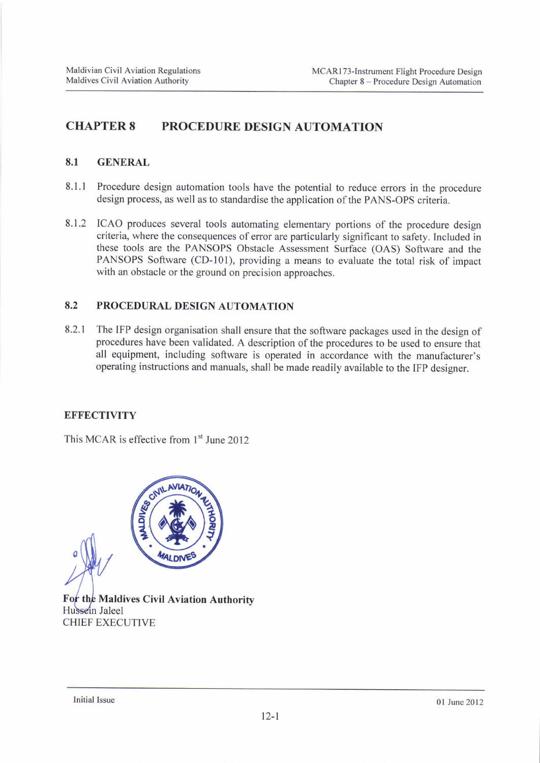# CHAPTER 8 PROCEDURE DESIGN AUTOMATION

## 8.1 GENERAL

8.1.1 Procedure design automation tools have the potential to reduce errors in the procedure design process, as well as to standardise the application of the PANS-OPS criteria.

8.1.2 ICAO produces several tools automating elementary portions of the procedure design criteria, where the consequences of error are particularly significant to safety. Included in these tools are the PANSOPS Obstacle Assessment Surface (OAS) Software and the PANSOPS Software (CD-101), providing a means to evaluate the total risk of impact with an obstacle or the ground on precision approaches.

## 8.2 PROCEDURAL DESIGN AUTOMATION

8.2.1 The IFP design organisation shall ensure that the software packages used in the design of procedures have been validated. A description of the procedures to be used to ensure that all equipment, including software is operated in accordance with the manufacturer's operating instructions and manuals, shall be made readily available to the IFP designer.

## EFFECTIVITY

This MCAR is effective from 1st June 2012

**For the Maldives Civil Aviation Authority**
Hussein Jaleel
CHIEF EXECUTIVE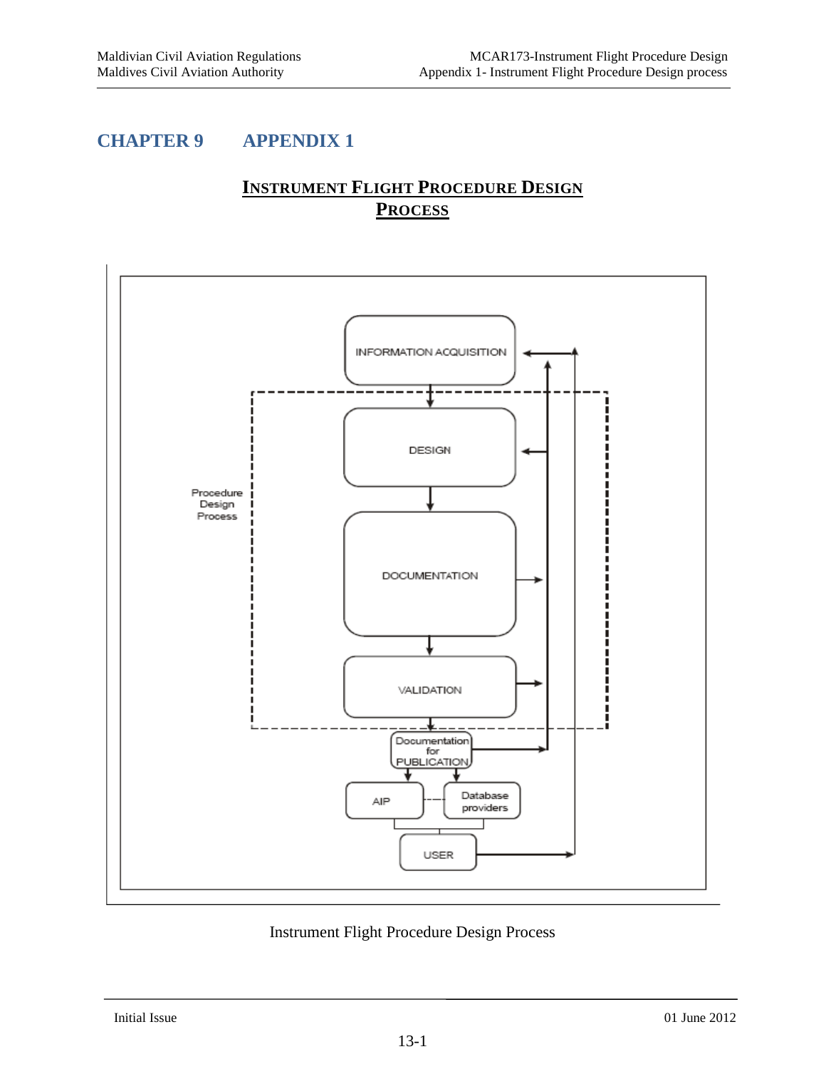# CHAPTER 9 APPENDIX 1

## INSTRUMENT FLIGHT PROCEDURE DESIGN PROCESS

INFORMATION ACQUISITION

Procedure Design Process

DESIGN

DOCUMENTATION

VALIDATION

Documentation for PUBLICATION

AIP

Database providers

USER

Instrument Flight Procedure Design Process